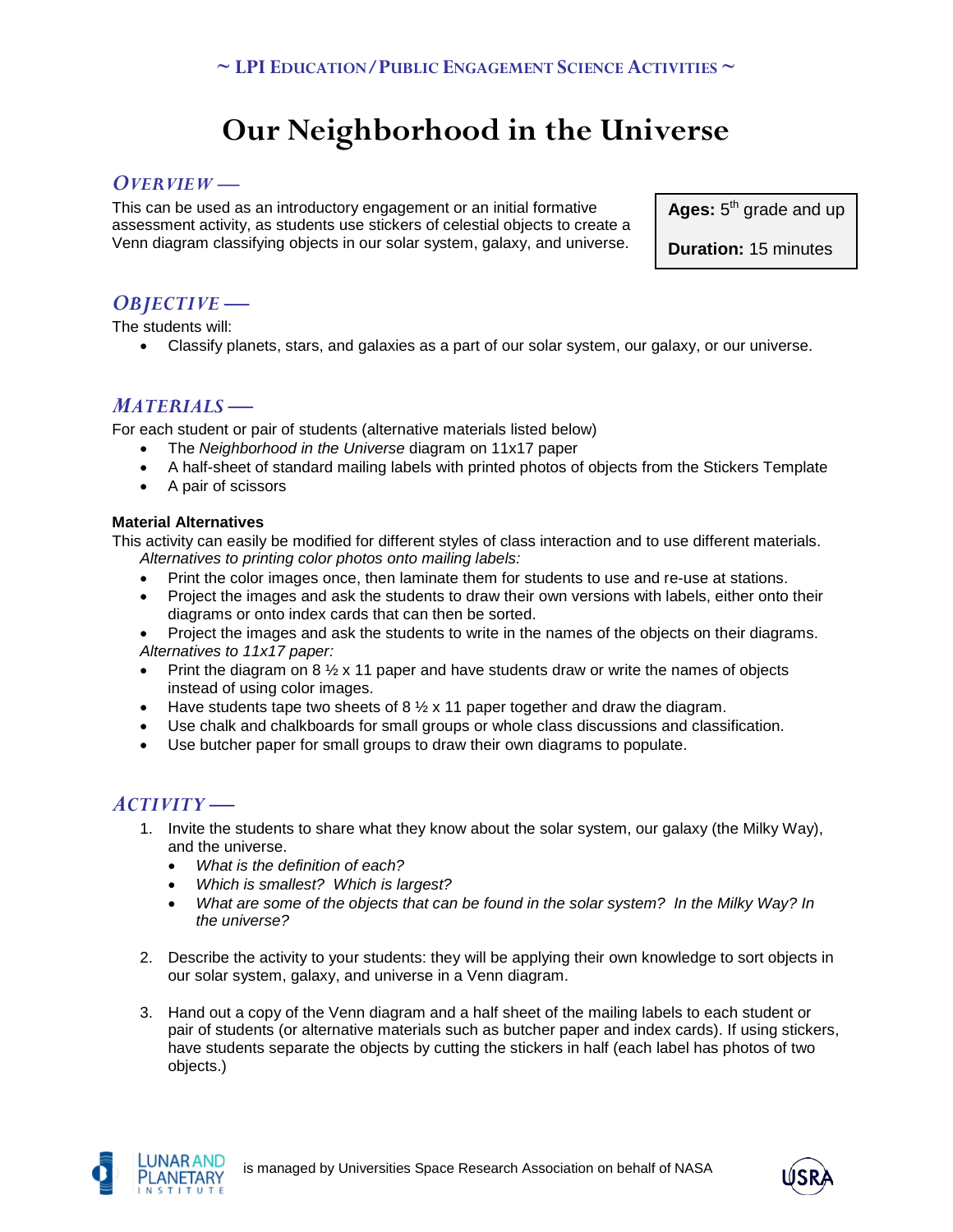~ LPI EDUCATION / PUBLIC ENGAGEMENT SCIENCE ACTIVITIES ~

# Our Neighborhood in the Universe

## OVERVIEW —

This can be used as an introductory engagement or an initial formative assessment activity, as students use stickers of celestial objects to create a Venn diagram classifying objects in our solar system, galaxy, and universe.

**Ages:** 5th grade and up

**Duration:** 15 minutes

## OBJECTIVE —

The students will:

- Classify planets, stars, and galaxies as a part of our solar system, our galaxy, or our universe.

## MATERIALS —

For each student or pair of students (alternative materials listed below)

- The *Neighborhood in the Universe* diagram on 11x17 paper
- A half-sheet of standard mailing labels with printed photos of objects from the Stickers Template
- A pair of scissors

**Material Alternatives**

This activity can easily be modified for different styles of class interaction and to use different materials.

*Alternatives to printing color photos onto mailing labels:*

- Print the color images once, then laminate them for students to use and re-use at stations.
- Project the images and ask the students to draw their own versions with labels, either onto their diagrams or onto index cards that can then be sorted.
- Project the images and ask the students to write in the names of the objects on their diagrams.

*Alternatives to 11x17 paper:*

- Print the diagram on 8 ½ x 11 paper and have students draw or write the names of objects instead of using color images.
- Have students tape two sheets of 8 ½ x 11 paper together and draw the diagram.
- Use chalk and chalkboards for small groups or whole class discussions and classification.
- Use butcher paper for small groups to draw their own diagrams to populate.

## ACTIVITY —

1. Invite the students to share what they know about the solar system, our galaxy (the Milky Way), and the universe.
   - *What is the definition of each?*
   - *Which is smallest? Which is largest?*
   - *What are some of the objects that can be found in the solar system? In the Milky Way? In the universe?*

2. Describe the activity to your students: they will be applying their own knowledge to sort objects in our solar system, galaxy, and universe in a Venn diagram.

3. Hand out a copy of the Venn diagram and a half sheet of the mailing labels to each student or pair of students (or alternative materials such as butcher paper and index cards). If using stickers, have students separate the objects by cutting the stickers in half (each label has photos of two objects.)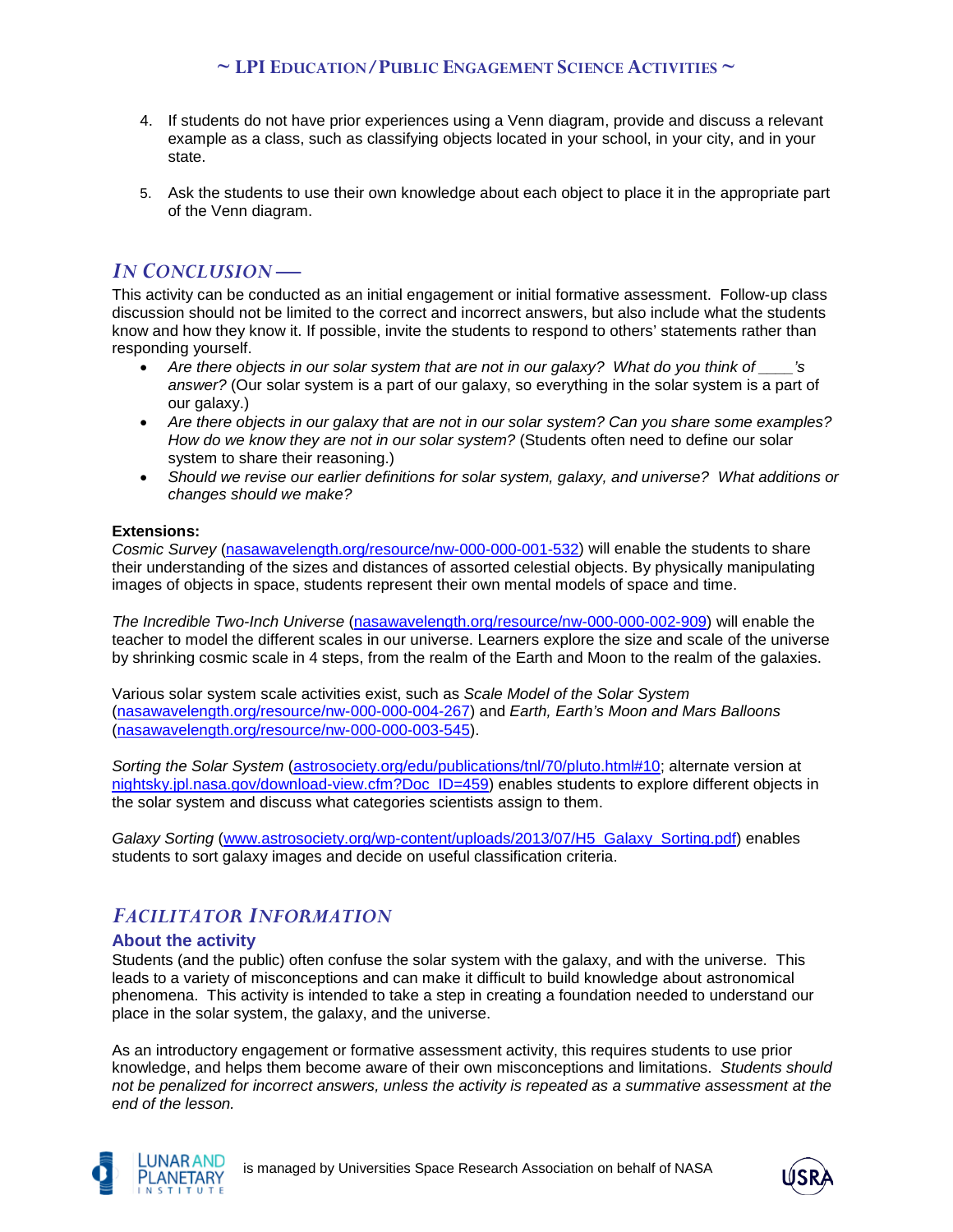4. If students do not have prior experiences using a Venn diagram, provide and discuss a relevant example as a class, such as classifying objects located in your school, in your city, and in your state.

5. Ask the students to use their own knowledge about each object to place it in the appropriate part of the Venn diagram.

## *IN CONCLUSION* —

This activity can be conducted as an initial engagement or initial formative assessment. Follow-up class discussion should not be limited to the correct and incorrect answers, but also include what the students know and how they know it. If possible, invite the students to respond to others' statements rather than responding yourself.

- *Are there objects in our solar system that are not in our galaxy? What do you think of ____'s answer?* (Our solar system is a part of our galaxy, so everything in the solar system is a part of our galaxy.)
- *Are there objects in our galaxy that are not in our solar system? Can you share some examples? How do we know they are not in our solar system?* (Students often need to define our solar system to share their reasoning.)
- *Should we revise our earlier definitions for solar system, galaxy, and universe? What additions or changes should we make?*

**Extensions:**

*Cosmic Survey* (nasawavelength.org/resource/nw-000-000-001-532) will enable the students to share their understanding of the sizes and distances of assorted celestial objects. By physically manipulating images of objects in space, students represent their own mental models of space and time.

*The Incredible Two-Inch Universe* (nasawavelength.org/resource/nw-000-000-002-909) will enable the teacher to model the different scales in our universe. Learners explore the size and scale of the universe by shrinking cosmic scale in 4 steps, from the realm of the Earth and Moon to the realm of the galaxies.

Various solar system scale activities exist, such as *Scale Model of the Solar System* (nasawavelength.org/resource/nw-000-000-004-267) and *Earth, Earth's Moon and Mars Balloons* (nasawavelength.org/resource/nw-000-000-003-545).

*Sorting the Solar System* (astrosociety.org/edu/publications/tnl/70/pluto.html#10; alternate version at nightsky.jpl.nasa.gov/download-view.cfm?Doc_ID=459) enables students to explore different objects in the solar system and discuss what categories scientists assign to them.

*Galaxy Sorting* (www.astrosociety.org/wp-content/uploads/2013/07/H5_Galaxy_Sorting.pdf) enables students to sort galaxy images and decide on useful classification criteria.

## *FACILITATOR INFORMATION*

### About the activity

Students (and the public) often confuse the solar system with the galaxy, and with the universe. This leads to a variety of misconceptions and can make it difficult to build knowledge about astronomical phenomena. This activity is intended to take a step in creating a foundation needed to understand our place in the solar system, the galaxy, and the universe.

As an introductory engagement or formative assessment activity, this requires students to use prior knowledge, and helps them become aware of their own misconceptions and limitations. *Students should not be penalized for incorrect answers, unless the activity is repeated as a summative assessment at the end of the lesson.*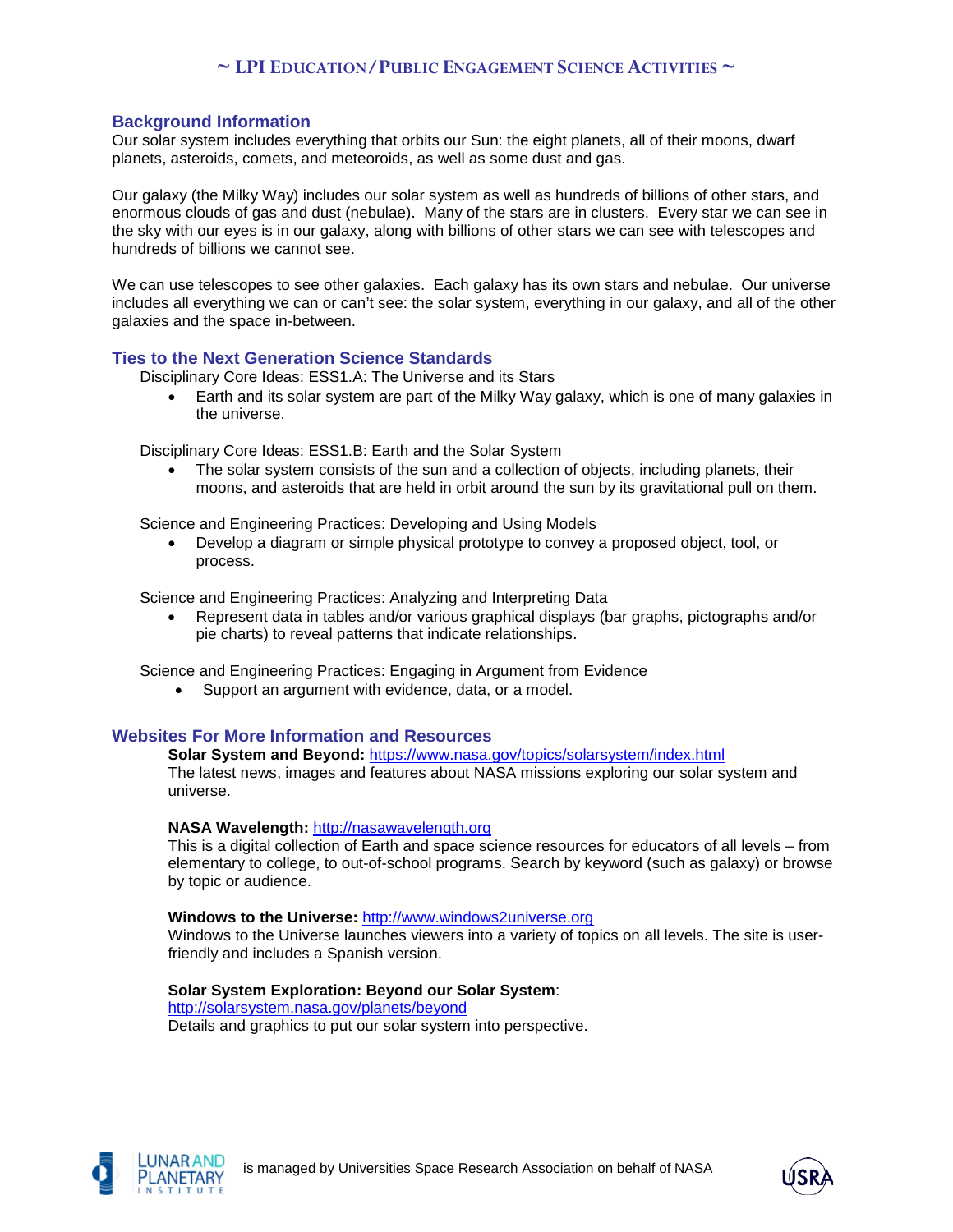## Background Information

Our solar system includes everything that orbits our Sun: the eight planets, all of their moons, dwarf planets, asteroids, comets, and meteoroids, as well as some dust and gas.

Our galaxy (the Milky Way) includes our solar system as well as hundreds of billions of other stars, and enormous clouds of gas and dust (nebulae). Many of the stars are in clusters. Every star we can see in the sky with our eyes is in our galaxy, along with billions of other stars we can see with telescopes and hundreds of billions we cannot see.

We can use telescopes to see other galaxies. Each galaxy has its own stars and nebulae. Our universe includes all everything we can or can't see: the solar system, everything in our galaxy, and all of the other galaxies and the space in-between.

## Ties to the Next Generation Science Standards

Disciplinary Core Ideas: ESS1.A: The Universe and its Stars

- Earth and its solar system are part of the Milky Way galaxy, which is one of many galaxies in the universe.

Disciplinary Core Ideas: ESS1.B: Earth and the Solar System

- The solar system consists of the sun and a collection of objects, including planets, their moons, and asteroids that are held in orbit around the sun by its gravitational pull on them.

Science and Engineering Practices: Developing and Using Models

- Develop a diagram or simple physical prototype to convey a proposed object, tool, or process.

Science and Engineering Practices: Analyzing and Interpreting Data

- Represent data in tables and/or various graphical displays (bar graphs, pictographs and/or pie charts) to reveal patterns that indicate relationships.

Science and Engineering Practices: Engaging in Argument from Evidence

- Support an argument with evidence, data, or a model.

## Websites For More Information and Resources

**Solar System and Beyond:** https://www.nasa.gov/topics/solarsystem/index.html
The latest news, images and features about NASA missions exploring our solar system and universe.

**NASA Wavelength:** http://nasawavelength.org
This is a digital collection of Earth and space science resources for educators of all levels – from elementary to college, to out-of-school programs. Search by keyword (such as galaxy) or browse by topic or audience.

**Windows to the Universe:** http://www.windows2universe.org
Windows to the Universe launches viewers into a variety of topics on all levels. The site is user-friendly and includes a Spanish version.

**Solar System Exploration: Beyond our Solar System**:
http://solarsystem.nasa.gov/planets/beyond
Details and graphics to put our solar system into perspective.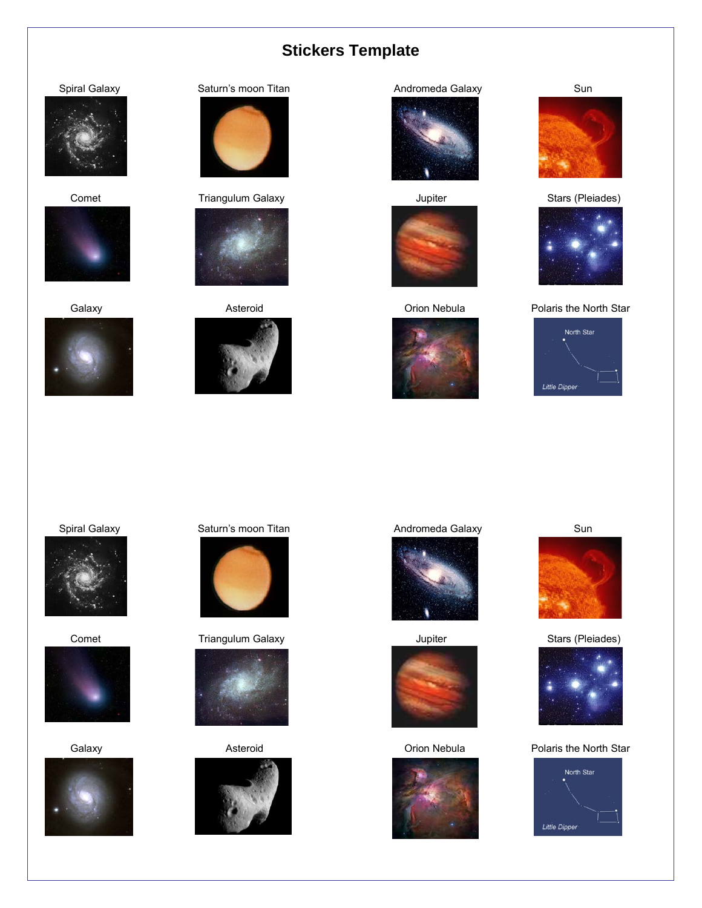# Stickers Template

Spiral Galaxy

Saturn's moon Titan

Andromeda Galaxy

Sun

Comet

Triangulum Galaxy

Jupiter

Stars (Pleiades)

Galaxy

Asteroid

Orion Nebula

Polaris the North Star

Spiral Galaxy

Saturn's moon Titan

Andromeda Galaxy

Sun

Comet

Triangulum Galaxy

Jupiter

Stars (Pleiades)

Galaxy

Asteroid

Orion Nebula

Polaris the North Star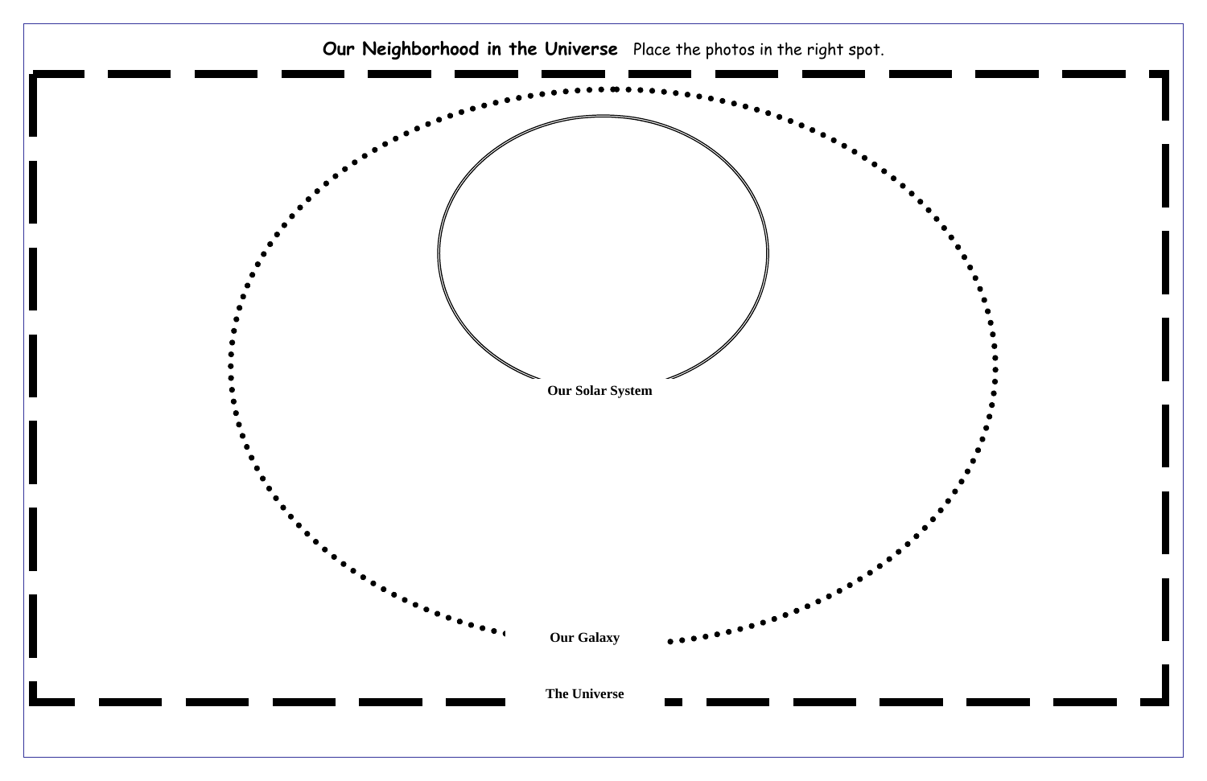**Our Neighborhood in the Universe** Place the photos in the right spot.

Our Solar System

Our Galaxy

The Universe